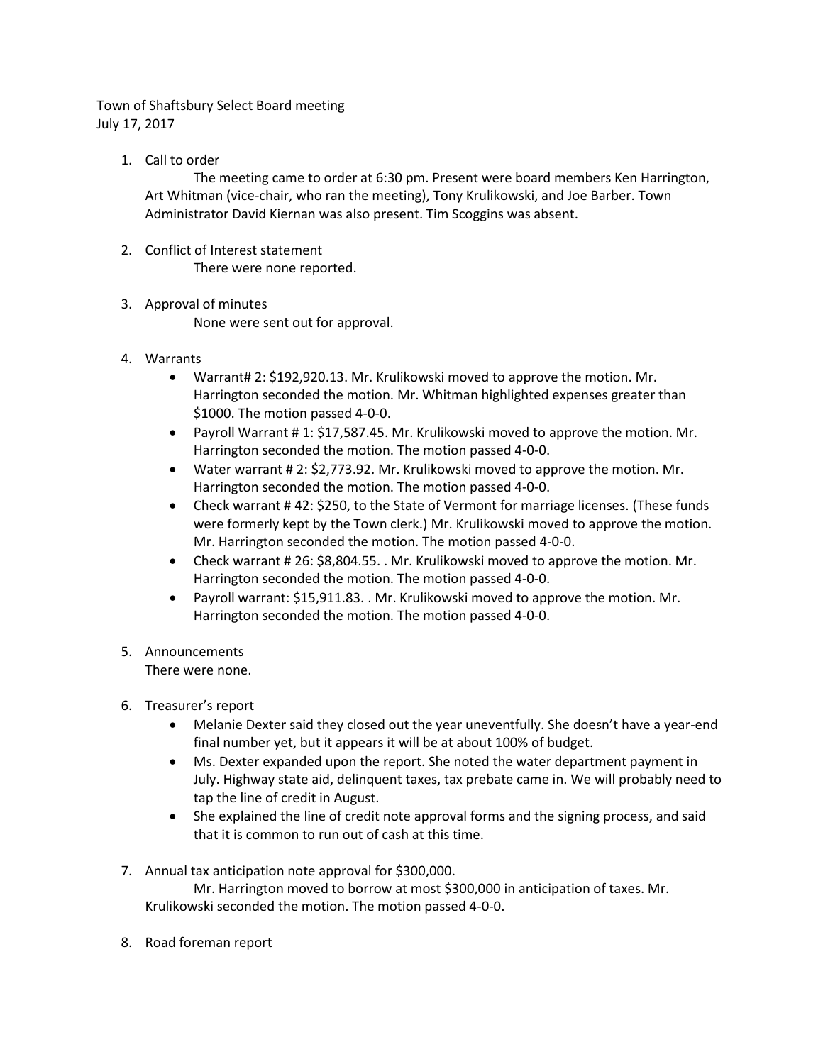Town of Shaftsbury Select Board meeting
July 17, 2017

1. Call to order

   The meeting came to order at 6:30 pm. Present were board members Ken Harrington, Art Whitman (vice-chair, who ran the meeting), Tony Krulikowski, and Joe Barber. Town Administrator David Kiernan was also present. Tim Scoggins was absent.

2. Conflict of Interest statement

   There were none reported.

3. Approval of minutes

   None were sent out for approval.

4. Warrants
   - Warrant# 2: $192,920.13. Mr. Krulikowski moved to approve the motion. Mr. Harrington seconded the motion. Mr. Whitman highlighted expenses greater than $1000. The motion passed 4-0-0.
   - Payroll Warrant # 1: $17,587.45. Mr. Krulikowski moved to approve the motion. Mr. Harrington seconded the motion. The motion passed 4-0-0.
   - Water warrant # 2: $2,773.92. Mr. Krulikowski moved to approve the motion. Mr. Harrington seconded the motion. The motion passed 4-0-0.
   - Check warrant # 42: $250, to the State of Vermont for marriage licenses. (These funds were formerly kept by the Town clerk.) Mr. Krulikowski moved to approve the motion. Mr. Harrington seconded the motion. The motion passed 4-0-0.
   - Check warrant # 26: $8,804.55. . Mr. Krulikowski moved to approve the motion. Mr. Harrington seconded the motion. The motion passed 4-0-0.
   - Payroll warrant: $15,911.83. . Mr. Krulikowski moved to approve the motion. Mr. Harrington seconded the motion. The motion passed 4-0-0.

5. Announcements

   There were none.

6. Treasurer's report
   - Melanie Dexter said they closed out the year uneventfully. She doesn't have a year-end final number yet, but it appears it will be at about 100% of budget.
   - Ms. Dexter expanded upon the report. She noted the water department payment in July. Highway state aid, delinquent taxes, tax prebate came in. We will probably need to tap the line of credit in August.
   - She explained the line of credit note approval forms and the signing process, and said that it is common to run out of cash at this time.

7. Annual tax anticipation note approval for $300,000.

   Mr. Harrington moved to borrow at most $300,000 in anticipation of taxes. Mr. Krulikowski seconded the motion. The motion passed 4-0-0.

8. Road foreman report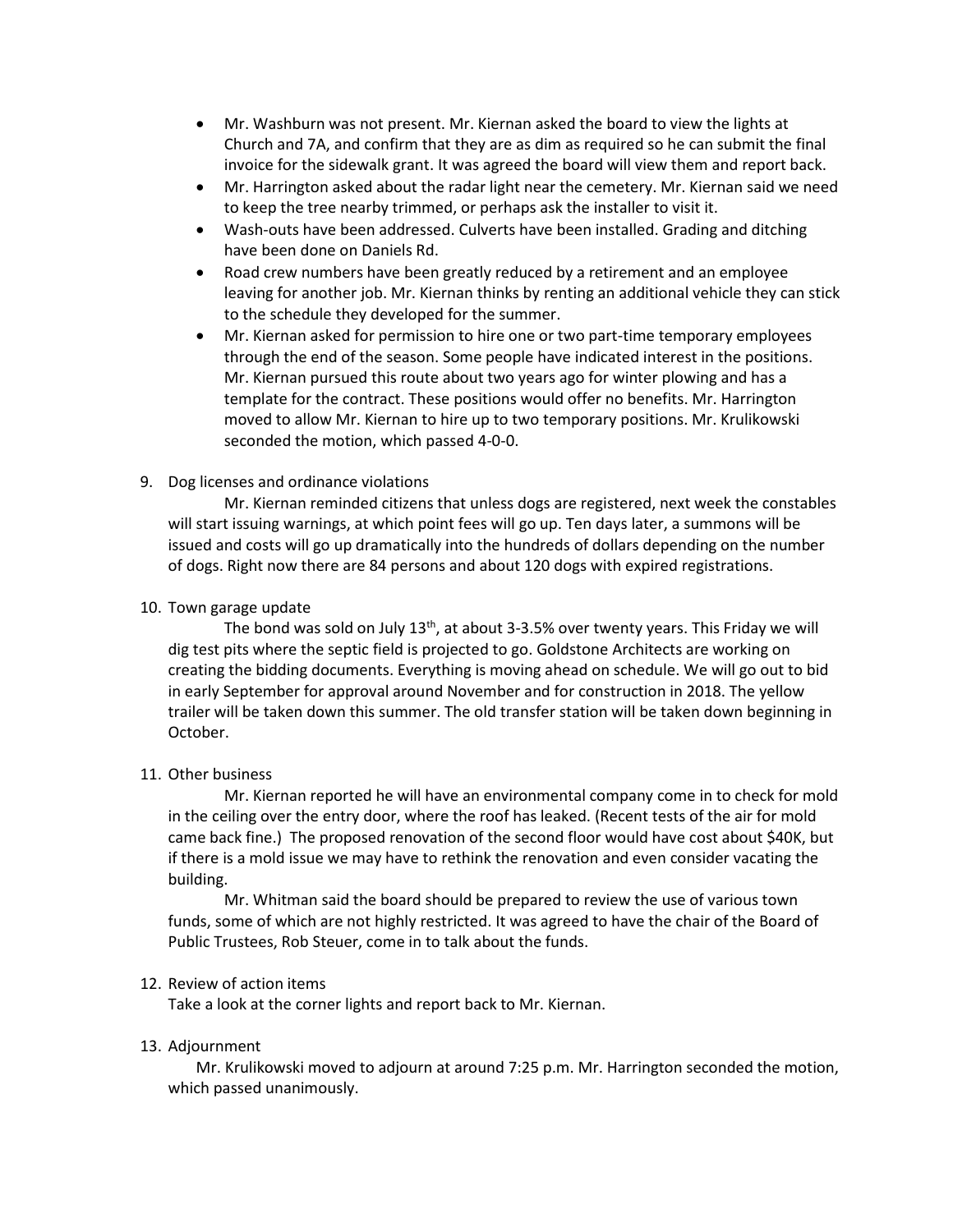- Mr. Washburn was not present. Mr. Kiernan asked the board to view the lights at Church and 7A, and confirm that they are as dim as required so he can submit the final invoice for the sidewalk grant. It was agreed the board will view them and report back.
- Mr. Harrington asked about the radar light near the cemetery. Mr. Kiernan said we need to keep the tree nearby trimmed, or perhaps ask the installer to visit it.
- Wash-outs have been addressed. Culverts have been installed. Grading and ditching have been done on Daniels Rd.
- Road crew numbers have been greatly reduced by a retirement and an employee leaving for another job. Mr. Kiernan thinks by renting an additional vehicle they can stick to the schedule they developed for the summer.
- Mr. Kiernan asked for permission to hire one or two part-time temporary employees through the end of the season. Some people have indicated interest in the positions. Mr. Kiernan pursued this route about two years ago for winter plowing and has a template for the contract. These positions would offer no benefits. Mr. Harrington moved to allow Mr. Kiernan to hire up to two temporary positions. Mr. Krulikowski seconded the motion, which passed 4-0-0.

9. Dog licenses and ordinance violations

   Mr. Kiernan reminded citizens that unless dogs are registered, next week the constables will start issuing warnings, at which point fees will go up. Ten days later, a summons will be issued and costs will go up dramatically into the hundreds of dollars depending on the number of dogs. Right now there are 84 persons and about 120 dogs with expired registrations.

10. Town garage update

    The bond was sold on July 13th, at about 3-3.5% over twenty years. This Friday we will dig test pits where the septic field is projected to go. Goldstone Architects are working on creating the bidding documents. Everything is moving ahead on schedule. We will go out to bid in early September for approval around November and for construction in 2018. The yellow trailer will be taken down this summer. The old transfer station will be taken down beginning in October.

11. Other business

    Mr. Kiernan reported he will have an environmental company come in to check for mold in the ceiling over the entry door, where the roof has leaked. (Recent tests of the air for mold came back fine.) The proposed renovation of the second floor would have cost about $40K, but if there is a mold issue we may have to rethink the renovation and even consider vacating the building.

    Mr. Whitman said the board should be prepared to review the use of various town funds, some of which are not highly restricted. It was agreed to have the chair of the Board of Public Trustees, Rob Steuer, come in to talk about the funds.

12. Review of action items

    Take a look at the corner lights and report back to Mr. Kiernan.

13. Adjournment

    Mr. Krulikowski moved to adjourn at around 7:25 p.m. Mr. Harrington seconded the motion, which passed unanimously.